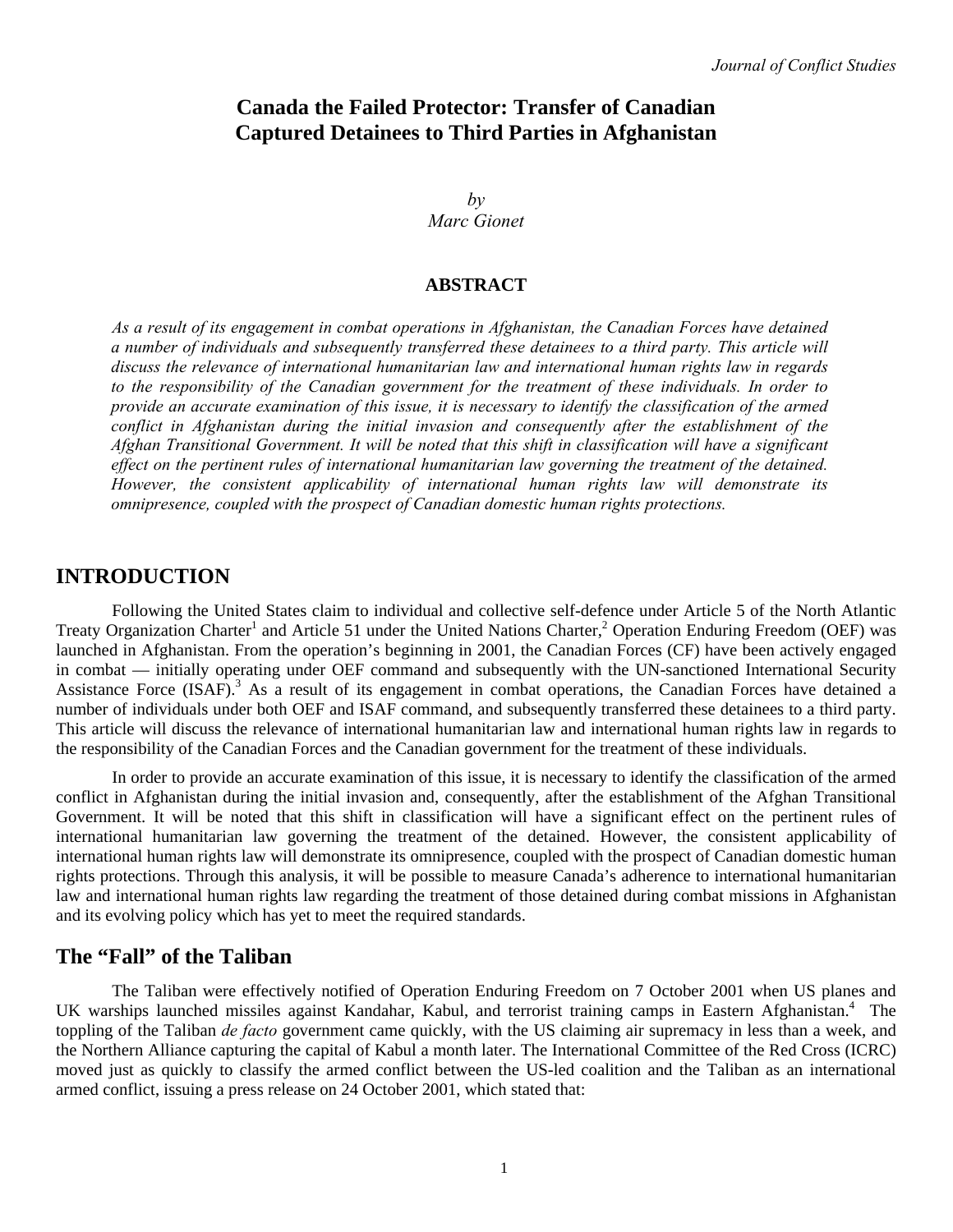# Canada the Failed Protector: Transfer of Canadian Captured Detainees to Third Parties in Afghanistan

*by*
*Marc Gionet*

## ABSTRACT

*As a result of its engagement in combat operations in Afghanistan, the Canadian Forces have detained a number of individuals and subsequently transferred these detainees to a third party. This article will discuss the relevance of international humanitarian law and international human rights law in regards to the responsibility of the Canadian government for the treatment of these individuals. In order to provide an accurate examination of this issue, it is necessary to identify the classification of the armed conflict in Afghanistan during the initial invasion and consequently after the establishment of the Afghan Transitional Government. It will be noted that this shift in classification will have a significant effect on the pertinent rules of international humanitarian law governing the treatment of the detained. However, the consistent applicability of international human rights law will demonstrate its omnipresence, coupled with the prospect of Canadian domestic human rights protections.*

## INTRODUCTION

Following the United States claim to individual and collective self-defence under Article 5 of the North Atlantic Treaty Organization Charter[1] and Article 51 under the United Nations Charter,[2] Operation Enduring Freedom (OEF) was launched in Afghanistan. From the operation's beginning in 2001, the Canadian Forces (CF) have been actively engaged in combat — initially operating under OEF command and subsequently with the UN-sanctioned International Security Assistance Force (ISAF).[3] As a result of its engagement in combat operations, the Canadian Forces have detained a number of individuals under both OEF and ISAF command, and subsequently transferred these detainees to a third party. This article will discuss the relevance of international humanitarian law and international human rights law in regards to the responsibility of the Canadian Forces and the Canadian government for the treatment of these individuals.

In order to provide an accurate examination of this issue, it is necessary to identify the classification of the armed conflict in Afghanistan during the initial invasion and, consequently, after the establishment of the Afghan Transitional Government. It will be noted that this shift in classification will have a significant effect on the pertinent rules of international humanitarian law governing the treatment of the detained. However, the consistent applicability of international human rights law will demonstrate its omnipresence, coupled with the prospect of Canadian domestic human rights protections. Through this analysis, it will be possible to measure Canada's adherence to international humanitarian law and international human rights law regarding the treatment of those detained during combat missions in Afghanistan and its evolving policy which has yet to meet the required standards.

## The "Fall" of the Taliban

The Taliban were effectively notified of Operation Enduring Freedom on 7 October 2001 when US planes and UK warships launched missiles against Kandahar, Kabul, and terrorist training camps in Eastern Afghanistan.[4] The toppling of the Taliban *de facto* government came quickly, with the US claiming air supremacy in less than a week, and the Northern Alliance capturing the capital of Kabul a month later. The International Committee of the Red Cross (ICRC) moved just as quickly to classify the armed conflict between the US-led coalition and the Taliban as an international armed conflict, issuing a press release on 24 October 2001, which stated that: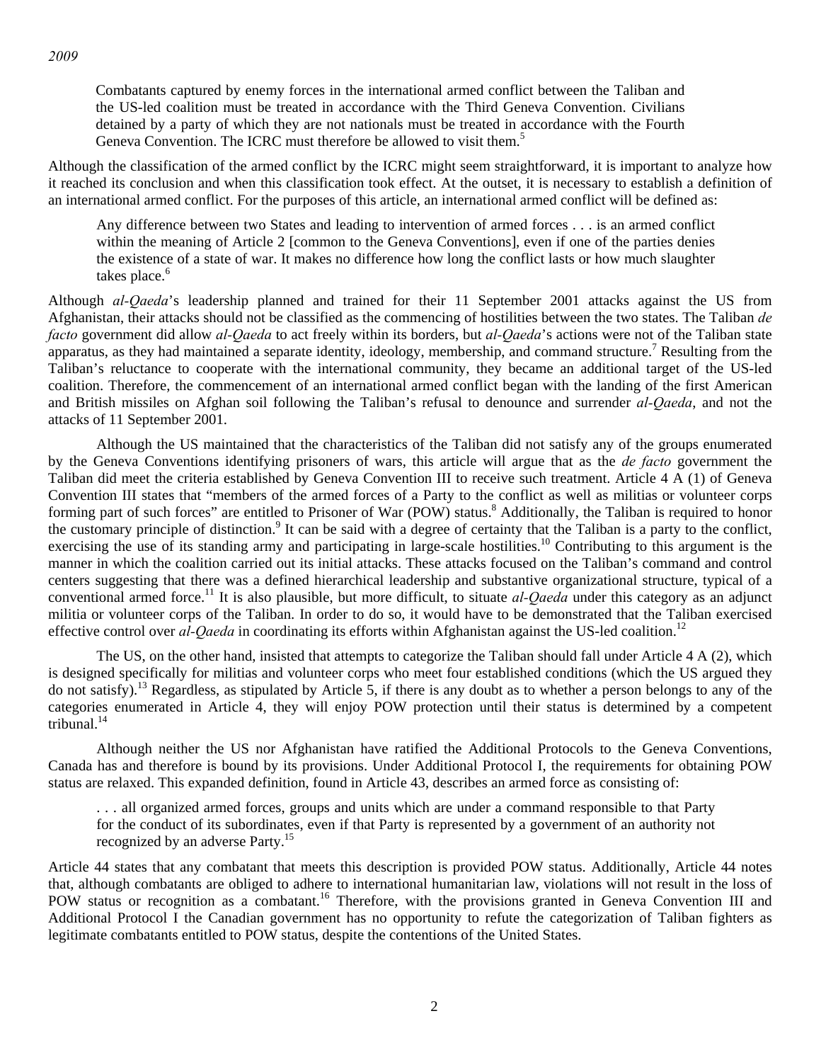> Combatants captured by enemy forces in the international armed conflict between the Taliban and the US-led coalition must be treated in accordance with the Third Geneva Convention. Civilians detained by a party of which they are not nationals must be treated in accordance with the Fourth Geneva Convention. The ICRC must therefore be allowed to visit them.[5]

Although the classification of the armed conflict by the ICRC might seem straightforward, it is important to analyze how it reached its conclusion and when this classification took effect. At the outset, it is necessary to establish a definition of an international armed conflict. For the purposes of this article, an international armed conflict will be defined as:

> Any difference between two States and leading to intervention of armed forces . . . is an armed conflict within the meaning of Article 2 [common to the Geneva Conventions], even if one of the parties denies the existence of a state of war. It makes no difference how long the conflict lasts or how much slaughter takes place.[6]

Although *al-Qaeda*'s leadership planned and trained for their 11 September 2001 attacks against the US from Afghanistan, their attacks should not be classified as the commencing of hostilities between the two states. The Taliban *de facto* government did allow *al-Qaeda* to act freely within its borders, but *al-Qaeda*'s actions were not of the Taliban state apparatus, as they had maintained a separate identity, ideology, membership, and command structure.[7] Resulting from the Taliban's reluctance to cooperate with the international community, they became an additional target of the US-led coalition. Therefore, the commencement of an international armed conflict began with the landing of the first American and British missiles on Afghan soil following the Taliban's refusal to denounce and surrender *al-Qaeda*, and not the attacks of 11 September 2001.

Although the US maintained that the characteristics of the Taliban did not satisfy any of the groups enumerated by the Geneva Conventions identifying prisoners of wars, this article will argue that as the *de facto* government the Taliban did meet the criteria established by Geneva Convention III to receive such treatment. Article 4 A (1) of Geneva Convention III states that "members of the armed forces of a Party to the conflict as well as militias or volunteer corps forming part of such forces" are entitled to Prisoner of War (POW) status.[8] Additionally, the Taliban is required to honor the customary principle of distinction.[9] It can be said with a degree of certainty that the Taliban is a party to the conflict, exercising the use of its standing army and participating in large-scale hostilities.[10] Contributing to this argument is the manner in which the coalition carried out its initial attacks. These attacks focused on the Taliban's command and control centers suggesting that there was a defined hierarchical leadership and substantive organizational structure, typical of a conventional armed force.[11] It is also plausible, but more difficult, to situate *al-Qaeda* under this category as an adjunct militia or volunteer corps of the Taliban. In order to do so, it would have to be demonstrated that the Taliban exercised effective control over *al-Qaeda* in coordinating its efforts within Afghanistan against the US-led coalition.[12]

The US, on the other hand, insisted that attempts to categorize the Taliban should fall under Article 4 A (2), which is designed specifically for militias and volunteer corps who meet four established conditions (which the US argued they do not satisfy).[13] Regardless, as stipulated by Article 5, if there is any doubt as to whether a person belongs to any of the categories enumerated in Article 4, they will enjoy POW protection until their status is determined by a competent tribunal.[14]

Although neither the US nor Afghanistan have ratified the Additional Protocols to the Geneva Conventions, Canada has and therefore is bound by its provisions. Under Additional Protocol I, the requirements for obtaining POW status are relaxed. This expanded definition, found in Article 43, describes an armed force as consisting of:

> . . . all organized armed forces, groups and units which are under a command responsible to that Party for the conduct of its subordinates, even if that Party is represented by a government of an authority not recognized by an adverse Party.[15]

Article 44 states that any combatant that meets this description is provided POW status. Additionally, Article 44 notes that, although combatants are obliged to adhere to international humanitarian law, violations will not result in the loss of POW status or recognition as a combatant.[16] Therefore, with the provisions granted in Geneva Convention III and Additional Protocol I the Canadian government has no opportunity to refute the categorization of Taliban fighters as legitimate combatants entitled to POW status, despite the contentions of the United States.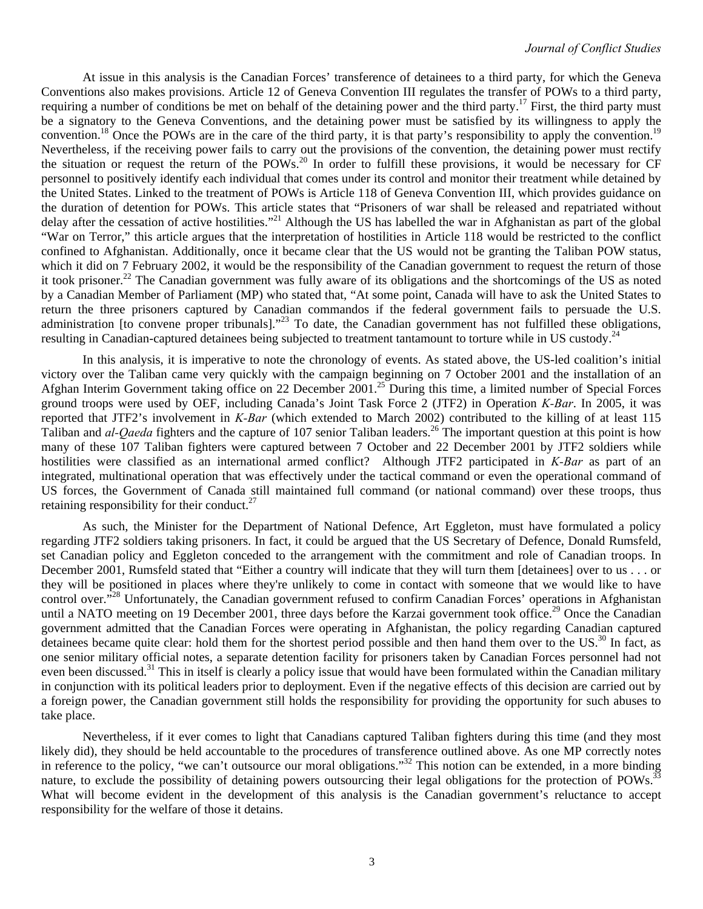At issue in this analysis is the Canadian Forces' transference of detainees to a third party, for which the Geneva Conventions also makes provisions. Article 12 of Geneva Convention III regulates the transfer of POWs to a third party, requiring a number of conditions be met on behalf of the detaining power and the third party.[17] First, the third party must be a signatory to the Geneva Conventions, and the detaining power must be satisfied by its willingness to apply the convention.[18] Once the POWs are in the care of the third party, it is that party's responsibility to apply the convention.[19] Nevertheless, if the receiving power fails to carry out the provisions of the convention, the detaining power must rectify the situation or request the return of the POWs.[20] In order to fulfill these provisions, it would be necessary for CF personnel to positively identify each individual that comes under its control and monitor their treatment while detained by the United States. Linked to the treatment of POWs is Article 118 of Geneva Convention III, which provides guidance on the duration of detention for POWs. This article states that "Prisoners of war shall be released and repatriated without delay after the cessation of active hostilities."[21] Although the US has labelled the war in Afghanistan as part of the global "War on Terror," this article argues that the interpretation of hostilities in Article 118 would be restricted to the conflict confined to Afghanistan. Additionally, once it became clear that the US would not be granting the Taliban POW status, which it did on 7 February 2002, it would be the responsibility of the Canadian government to request the return of those it took prisoner.[22] The Canadian government was fully aware of its obligations and the shortcomings of the US as noted by a Canadian Member of Parliament (MP) who stated that, "At some point, Canada will have to ask the United States to return the three prisoners captured by Canadian commandos if the federal government fails to persuade the U.S. administration [to convene proper tribunals]."[23] To date, the Canadian government has not fulfilled these obligations, resulting in Canadian-captured detainees being subjected to treatment tantamount to torture while in US custody.[24]

In this analysis, it is imperative to note the chronology of events. As stated above, the US-led coalition's initial victory over the Taliban came very quickly with the campaign beginning on 7 October 2001 and the installation of an Afghan Interim Government taking office on 22 December 2001.[25] During this time, a limited number of Special Forces ground troops were used by OEF, including Canada's Joint Task Force 2 (JTF2) in Operation *K-Bar*. In 2005, it was reported that JTF2's involvement in *K-Bar* (which extended to March 2002) contributed to the killing of at least 115 Taliban and *al-Qaeda* fighters and the capture of 107 senior Taliban leaders.[26] The important question at this point is how many of these 107 Taliban fighters were captured between 7 October and 22 December 2001 by JTF2 soldiers while hostilities were classified as an international armed conflict? Although JTF2 participated in *K-Bar* as part of an integrated, multinational operation that was effectively under the tactical command or even the operational command of US forces, the Government of Canada still maintained full command (or national command) over these troops, thus retaining responsibility for their conduct.[27]

As such, the Minister for the Department of National Defence, Art Eggleton, must have formulated a policy regarding JTF2 soldiers taking prisoners. In fact, it could be argued that the US Secretary of Defence, Donald Rumsfeld, set Canadian policy and Eggleton conceded to the arrangement with the commitment and role of Canadian troops. In December 2001, Rumsfeld stated that "Either a country will indicate that they will turn them [detainees] over to us . . . or they will be positioned in places where they're unlikely to come in contact with someone that we would like to have control over."[28] Unfortunately, the Canadian government refused to confirm Canadian Forces' operations in Afghanistan until a NATO meeting on 19 December 2001, three days before the Karzai government took office.[29] Once the Canadian government admitted that the Canadian Forces were operating in Afghanistan, the policy regarding Canadian captured detainees became quite clear: hold them for the shortest period possible and then hand them over to the US.[30] In fact, as one senior military official notes, a separate detention facility for prisoners taken by Canadian Forces personnel had not even been discussed.[31] This in itself is clearly a policy issue that would have been formulated within the Canadian military in conjunction with its political leaders prior to deployment. Even if the negative effects of this decision are carried out by a foreign power, the Canadian government still holds the responsibility for providing the opportunity for such abuses to take place.

Nevertheless, if it ever comes to light that Canadians captured Taliban fighters during this time (and they most likely did), they should be held accountable to the procedures of transference outlined above. As one MP correctly notes in reference to the policy, "we can't outsource our moral obligations."[32] This notion can be extended, in a more binding nature, to exclude the possibility of detaining powers outsourcing their legal obligations for the protection of POWs.[33] What will become evident in the development of this analysis is the Canadian government's reluctance to accept responsibility for the welfare of those it detains.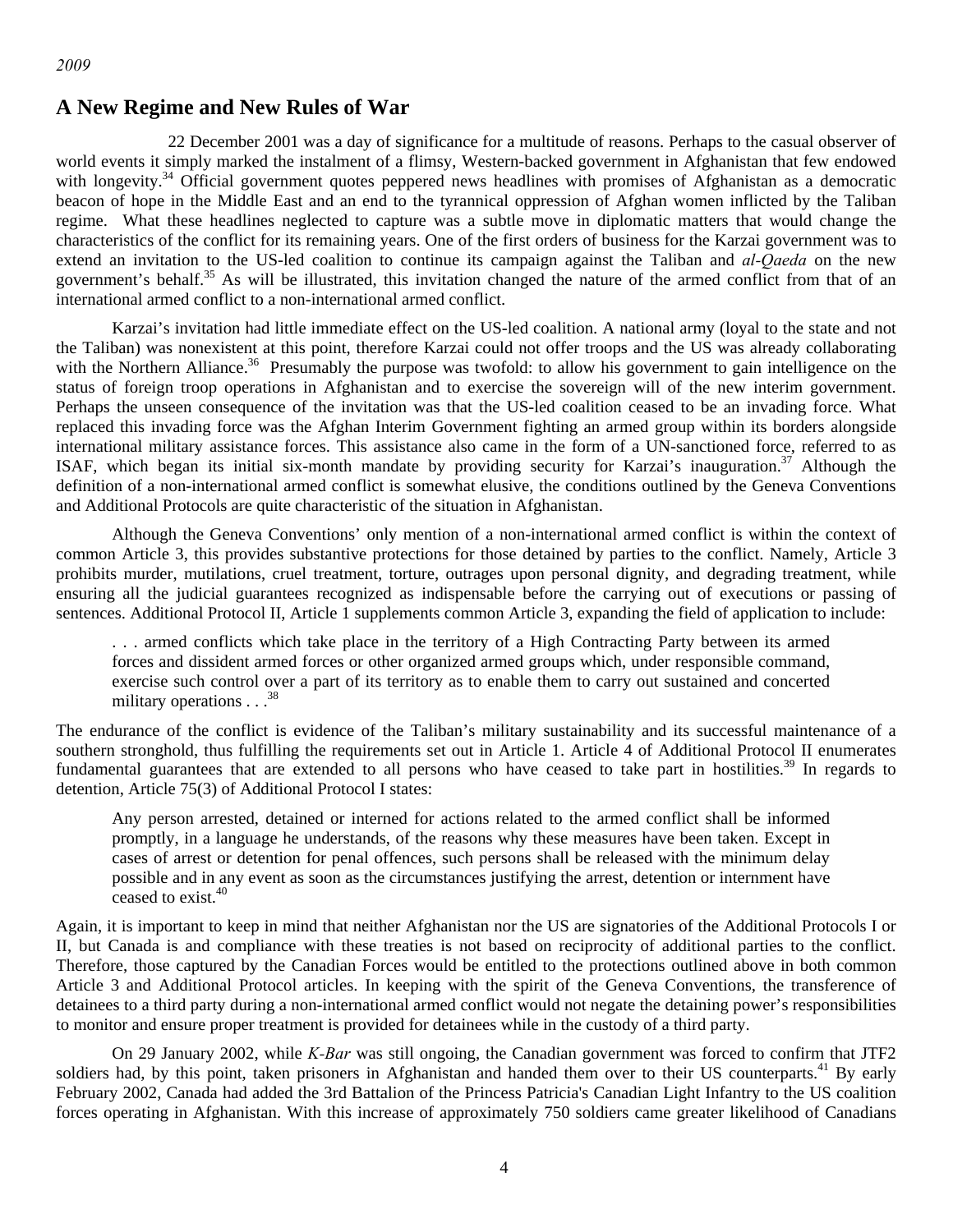## A New Regime and New Rules of War

22 December 2001 was a day of significance for a multitude of reasons. Perhaps to the casual observer of world events it simply marked the instalment of a flimsy, Western-backed government in Afghanistan that few endowed with longevity.[34] Official government quotes peppered news headlines with promises of Afghanistan as a democratic beacon of hope in the Middle East and an end to the tyrannical oppression of Afghan women inflicted by the Taliban regime. What these headlines neglected to capture was a subtle move in diplomatic matters that would change the characteristics of the conflict for its remaining years. One of the first orders of business for the Karzai government was to extend an invitation to the US-led coalition to continue its campaign against the Taliban and *al-Qaeda* on the new government's behalf.[35] As will be illustrated, this invitation changed the nature of the armed conflict from that of an international armed conflict to a non-international armed conflict.

Karzai's invitation had little immediate effect on the US-led coalition. A national army (loyal to the state and not the Taliban) was nonexistent at this point, therefore Karzai could not offer troops and the US was already collaborating with the Northern Alliance.[36] Presumably the purpose was twofold: to allow his government to gain intelligence on the status of foreign troop operations in Afghanistan and to exercise the sovereign will of the new interim government. Perhaps the unseen consequence of the invitation was that the US-led coalition ceased to be an invading force. What replaced this invading force was the Afghan Interim Government fighting an armed group within its borders alongside international military assistance forces. This assistance also came in the form of a UN-sanctioned force, referred to as ISAF, which began its initial six-month mandate by providing security for Karzai's inauguration.[37] Although the definition of a non-international armed conflict is somewhat elusive, the conditions outlined by the Geneva Conventions and Additional Protocols are quite characteristic of the situation in Afghanistan.

Although the Geneva Conventions' only mention of a non-international armed conflict is within the context of common Article 3, this provides substantive protections for those detained by parties to the conflict. Namely, Article 3 prohibits murder, mutilations, cruel treatment, torture, outrages upon personal dignity, and degrading treatment, while ensuring all the judicial guarantees recognized as indispensable before the carrying out of executions or passing of sentences. Additional Protocol II, Article 1 supplements common Article 3, expanding the field of application to include:

> . . . armed conflicts which take place in the territory of a High Contracting Party between its armed forces and dissident armed forces or other organized armed groups which, under responsible command, exercise such control over a part of its territory as to enable them to carry out sustained and concerted military operations . . .[38]

The endurance of the conflict is evidence of the Taliban's military sustainability and its successful maintenance of a southern stronghold, thus fulfilling the requirements set out in Article 1. Article 4 of Additional Protocol II enumerates fundamental guarantees that are extended to all persons who have ceased to take part in hostilities.[39] In regards to detention, Article 75(3) of Additional Protocol I states:

> Any person arrested, detained or interned for actions related to the armed conflict shall be informed promptly, in a language he understands, of the reasons why these measures have been taken. Except in cases of arrest or detention for penal offences, such persons shall be released with the minimum delay possible and in any event as soon as the circumstances justifying the arrest, detention or internment have ceased to exist.[40]

Again, it is important to keep in mind that neither Afghanistan nor the US are signatories of the Additional Protocols I or II, but Canada is and compliance with these treaties is not based on reciprocity of additional parties to the conflict. Therefore, those captured by the Canadian Forces would be entitled to the protections outlined above in both common Article 3 and Additional Protocol articles. In keeping with the spirit of the Geneva Conventions, the transference of detainees to a third party during a non-international armed conflict would not negate the detaining power's responsibilities to monitor and ensure proper treatment is provided for detainees while in the custody of a third party.

On 29 January 2002, while *K-Bar* was still ongoing, the Canadian government was forced to confirm that JTF2 soldiers had, by this point, taken prisoners in Afghanistan and handed them over to their US counterparts.[41] By early February 2002, Canada had added the 3rd Battalion of the Princess Patricia's Canadian Light Infantry to the US coalition forces operating in Afghanistan. With this increase of approximately 750 soldiers came greater likelihood of Canadians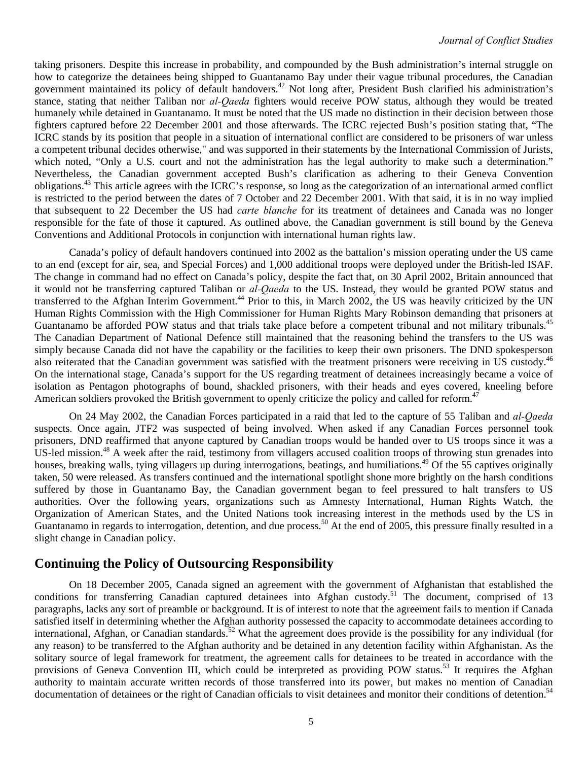taking prisoners. Despite this increase in probability, and compounded by the Bush administration's internal struggle on how to categorize the detainees being shipped to Guantanamo Bay under their vague tribunal procedures, the Canadian government maintained its policy of default handovers.[42] Not long after, President Bush clarified his administration's stance, stating that neither Taliban nor *al-Qaeda* fighters would receive POW status, although they would be treated humanely while detained in Guantanamo. It must be noted that the US made no distinction in their decision between those fighters captured before 22 December 2001 and those afterwards. The ICRC rejected Bush's position stating that, "The ICRC stands by its position that people in a situation of international conflict are considered to be prisoners of war unless a competent tribunal decides otherwise," and was supported in their statements by the International Commission of Jurists, which noted, "Only a U.S. court and not the administration has the legal authority to make such a determination." Nevertheless, the Canadian government accepted Bush's clarification as adhering to their Geneva Convention obligations.[43] This article agrees with the ICRC's response, so long as the categorization of an international armed conflict is restricted to the period between the dates of 7 October and 22 December 2001. With that said, it is in no way implied that subsequent to 22 December the US had *carte blanche* for its treatment of detainees and Canada was no longer responsible for the fate of those it captured. As outlined above, the Canadian government is still bound by the Geneva Conventions and Additional Protocols in conjunction with international human rights law.

Canada's policy of default handovers continued into 2002 as the battalion's mission operating under the US came to an end (except for air, sea, and Special Forces) and 1,000 additional troops were deployed under the British-led ISAF. The change in command had no effect on Canada's policy, despite the fact that, on 30 April 2002, Britain announced that it would not be transferring captured Taliban or *al-Qaeda* to the US. Instead, they would be granted POW status and transferred to the Afghan Interim Government.[44] Prior to this, in March 2002, the US was heavily criticized by the UN Human Rights Commission with the High Commissioner for Human Rights Mary Robinson demanding that prisoners at Guantanamo be afforded POW status and that trials take place before a competent tribunal and not military tribunals.[45] The Canadian Department of National Defence still maintained that the reasoning behind the transfers to the US was simply because Canada did not have the capability or the facilities to keep their own prisoners. The DND spokesperson also reiterated that the Canadian government was satisfied with the treatment prisoners were receiving in US custody.[46] On the international stage, Canada's support for the US regarding treatment of detainees increasingly became a voice of isolation as Pentagon photographs of bound, shackled prisoners, with their heads and eyes covered, kneeling before American soldiers provoked the British government to openly criticize the policy and called for reform.[47]

On 24 May 2002, the Canadian Forces participated in a raid that led to the capture of 55 Taliban and *al-Qaeda* suspects. Once again, JTF2 was suspected of being involved. When asked if any Canadian Forces personnel took prisoners, DND reaffirmed that anyone captured by Canadian troops would be handed over to US troops since it was a US-led mission.[48] A week after the raid, testimony from villagers accused coalition troops of throwing stun grenades into houses, breaking walls, tying villagers up during interrogations, beatings, and humiliations.[49] Of the 55 captives originally taken, 50 were released. As transfers continued and the international spotlight shone more brightly on the harsh conditions suffered by those in Guantanamo Bay, the Canadian government began to feel pressured to halt transfers to US authorities. Over the following years, organizations such as Amnesty International, Human Rights Watch, the Organization of American States, and the United Nations took increasing interest in the methods used by the US in Guantanamo in regards to interrogation, detention, and due process.[50] At the end of 2005, this pressure finally resulted in a slight change in Canadian policy.

## Continuing the Policy of Outsourcing Responsibility

On 18 December 2005, Canada signed an agreement with the government of Afghanistan that established the conditions for transferring Canadian captured detainees into Afghan custody.[51] The document, comprised of 13 paragraphs, lacks any sort of preamble or background. It is of interest to note that the agreement fails to mention if Canada satisfied itself in determining whether the Afghan authority possessed the capacity to accommodate detainees according to international, Afghan, or Canadian standards.[52] What the agreement does provide is the possibility for any individual (for any reason) to be transferred to the Afghan authority and be detained in any detention facility within Afghanistan. As the solitary source of legal framework for treatment, the agreement calls for detainees to be treated in accordance with the provisions of Geneva Convention III, which could be interpreted as providing POW status.[53] It requires the Afghan authority to maintain accurate written records of those transferred into its power, but makes no mention of Canadian documentation of detainees or the right of Canadian officials to visit detainees and monitor their conditions of detention.[54]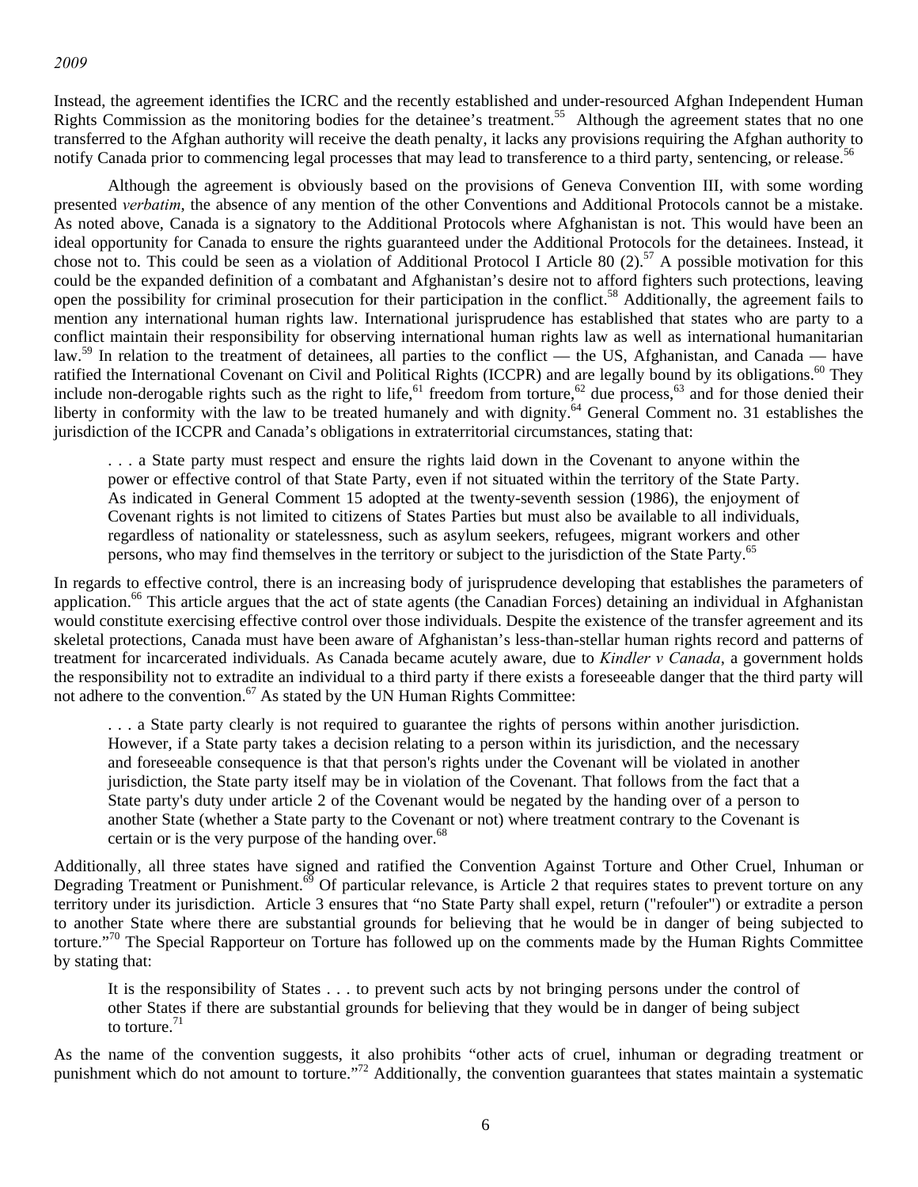Instead, the agreement identifies the ICRC and the recently established and under-resourced Afghan Independent Human Rights Commission as the monitoring bodies for the detainee's treatment.[55] Although the agreement states that no one transferred to the Afghan authority will receive the death penalty, it lacks any provisions requiring the Afghan authority to notify Canada prior to commencing legal processes that may lead to transference to a third party, sentencing, or release.[56]

Although the agreement is obviously based on the provisions of Geneva Convention III, with some wording presented *verbatim*, the absence of any mention of the other Conventions and Additional Protocols cannot be a mistake. As noted above, Canada is a signatory to the Additional Protocols where Afghanistan is not. This would have been an ideal opportunity for Canada to ensure the rights guaranteed under the Additional Protocols for the detainees. Instead, it chose not to. This could be seen as a violation of Additional Protocol I Article 80 (2).[57] A possible motivation for this could be the expanded definition of a combatant and Afghanistan's desire not to afford fighters such protections, leaving open the possibility for criminal prosecution for their participation in the conflict.[58] Additionally, the agreement fails to mention any international human rights law. International jurisprudence has established that states who are party to a conflict maintain their responsibility for observing international human rights law as well as international humanitarian law.[59] In relation to the treatment of detainees, all parties to the conflict — the US, Afghanistan, and Canada — have ratified the International Covenant on Civil and Political Rights (ICCPR) and are legally bound by its obligations.[60] They include non-derogable rights such as the right to life,[61] freedom from torture,[62] due process,[63] and for those denied their liberty in conformity with the law to be treated humanely and with dignity.[64] General Comment no. 31 establishes the jurisdiction of the ICCPR and Canada's obligations in extraterritorial circumstances, stating that:

> . . . a State party must respect and ensure the rights laid down in the Covenant to anyone within the power or effective control of that State Party, even if not situated within the territory of the State Party. As indicated in General Comment 15 adopted at the twenty-seventh session (1986), the enjoyment of Covenant rights is not limited to citizens of States Parties but must also be available to all individuals, regardless of nationality or statelessness, such as asylum seekers, refugees, migrant workers and other persons, who may find themselves in the territory or subject to the jurisdiction of the State Party.[65]

In regards to effective control, there is an increasing body of jurisprudence developing that establishes the parameters of application.[66] This article argues that the act of state agents (the Canadian Forces) detaining an individual in Afghanistan would constitute exercising effective control over those individuals. Despite the existence of the transfer agreement and its skeletal protections, Canada must have been aware of Afghanistan's less-than-stellar human rights record and patterns of treatment for incarcerated individuals. As Canada became acutely aware, due to *Kindler v Canada*, a government holds the responsibility not to extradite an individual to a third party if there exists a foreseeable danger that the third party will not adhere to the convention.[67] As stated by the UN Human Rights Committee:

> . . . a State party clearly is not required to guarantee the rights of persons within another jurisdiction. However, if a State party takes a decision relating to a person within its jurisdiction, and the necessary and foreseeable consequence is that that person's rights under the Covenant will be violated in another jurisdiction, the State party itself may be in violation of the Covenant. That follows from the fact that a State party's duty under article 2 of the Covenant would be negated by the handing over of a person to another State (whether a State party to the Covenant or not) where treatment contrary to the Covenant is certain or is the very purpose of the handing over.[68]

Additionally, all three states have signed and ratified the Convention Against Torture and Other Cruel, Inhuman or Degrading Treatment or Punishment.[69] Of particular relevance, is Article 2 that requires states to prevent torture on any territory under its jurisdiction. Article 3 ensures that "no State Party shall expel, return ("refouler") or extradite a person to another State where there are substantial grounds for believing that he would be in danger of being subjected to torture."[70] The Special Rapporteur on Torture has followed up on the comments made by the Human Rights Committee by stating that:

> It is the responsibility of States . . . to prevent such acts by not bringing persons under the control of other States if there are substantial grounds for believing that they would be in danger of being subject to torture.[71]

As the name of the convention suggests, it also prohibits "other acts of cruel, inhuman or degrading treatment or punishment which do not amount to torture."[72] Additionally, the convention guarantees that states maintain a systematic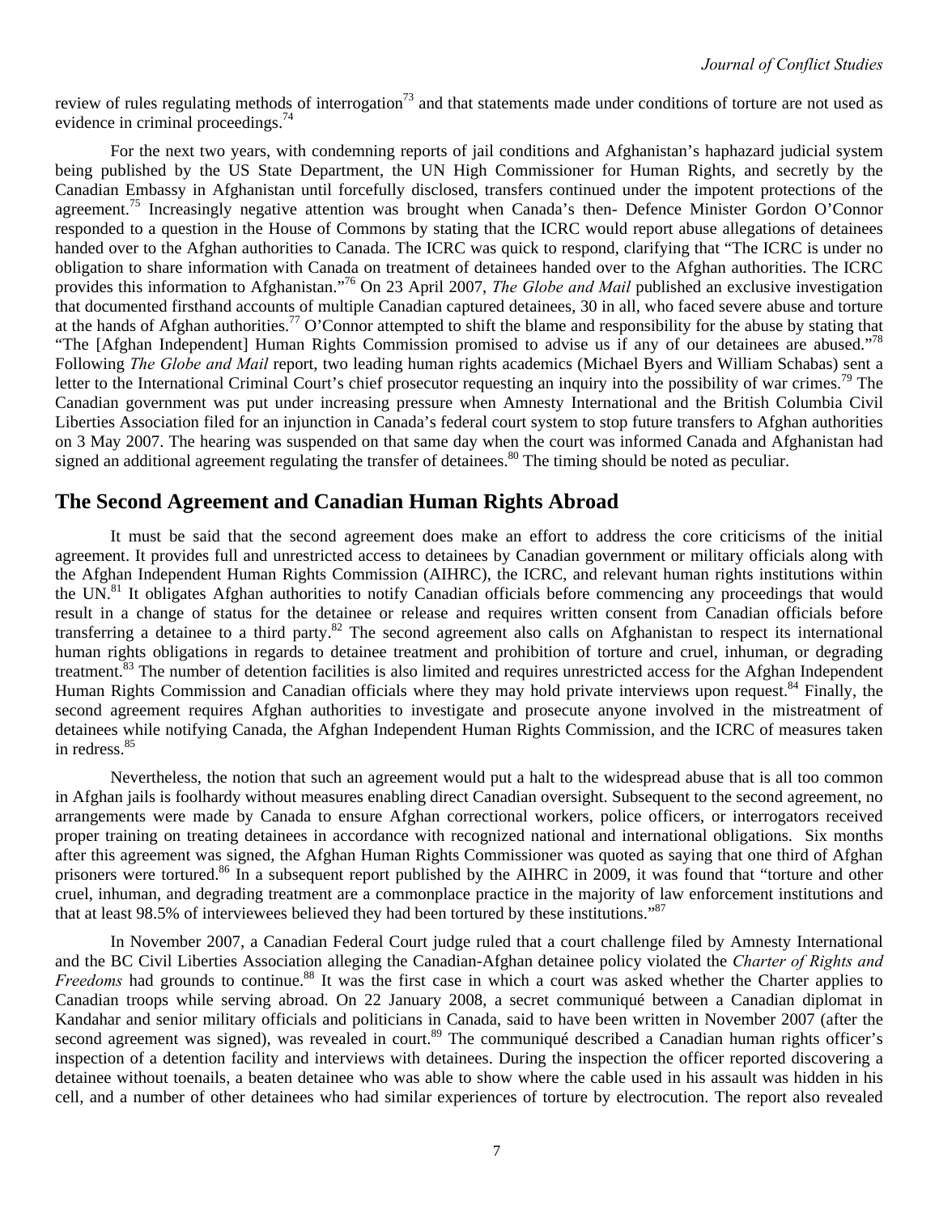review of rules regulating methods of interrogation[73] and that statements made under conditions of torture are not used as evidence in criminal proceedings.[74]

For the next two years, with condemning reports of jail conditions and Afghanistan's haphazard judicial system being published by the US State Department, the UN High Commissioner for Human Rights, and secretly by the Canadian Embassy in Afghanistan until forcefully disclosed, transfers continued under the impotent protections of the agreement.[75] Increasingly negative attention was brought when Canada's then- Defence Minister Gordon O'Connor responded to a question in the House of Commons by stating that the ICRC would report abuse allegations of detainees handed over to the Afghan authorities to Canada. The ICRC was quick to respond, clarifying that "The ICRC is under no obligation to share information with Canada on treatment of detainees handed over to the Afghan authorities. The ICRC provides this information to Afghanistan."[76] On 23 April 2007, *The Globe and Mail* published an exclusive investigation that documented firsthand accounts of multiple Canadian captured detainees, 30 in all, who faced severe abuse and torture at the hands of Afghan authorities.[77] O'Connor attempted to shift the blame and responsibility for the abuse by stating that "The [Afghan Independent] Human Rights Commission promised to advise us if any of our detainees are abused."[78] Following *The Globe and Mail* report, two leading human rights academics (Michael Byers and William Schabas) sent a letter to the International Criminal Court's chief prosecutor requesting an inquiry into the possibility of war crimes.[79] The Canadian government was put under increasing pressure when Amnesty International and the British Columbia Civil Liberties Association filed for an injunction in Canada's federal court system to stop future transfers to Afghan authorities on 3 May 2007. The hearing was suspended on that same day when the court was informed Canada and Afghanistan had signed an additional agreement regulating the transfer of detainees.[80] The timing should be noted as peculiar.

## The Second Agreement and Canadian Human Rights Abroad

It must be said that the second agreement does make an effort to address the core criticisms of the initial agreement. It provides full and unrestricted access to detainees by Canadian government or military officials along with the Afghan Independent Human Rights Commission (AIHRC), the ICRC, and relevant human rights institutions within the UN.[81] It obligates Afghan authorities to notify Canadian officials before commencing any proceedings that would result in a change of status for the detainee or release and requires written consent from Canadian officials before transferring a detainee to a third party.[82] The second agreement also calls on Afghanistan to respect its international human rights obligations in regards to detainee treatment and prohibition of torture and cruel, inhuman, or degrading treatment.[83] The number of detention facilities is also limited and requires unrestricted access for the Afghan Independent Human Rights Commission and Canadian officials where they may hold private interviews upon request.[84] Finally, the second agreement requires Afghan authorities to investigate and prosecute anyone involved in the mistreatment of detainees while notifying Canada, the Afghan Independent Human Rights Commission, and the ICRC of measures taken in redress.[85]

Nevertheless, the notion that such an agreement would put a halt to the widespread abuse that is all too common in Afghan jails is foolhardy without measures enabling direct Canadian oversight. Subsequent to the second agreement, no arrangements were made by Canada to ensure Afghan correctional workers, police officers, or interrogators received proper training on treating detainees in accordance with recognized national and international obligations. Six months after this agreement was signed, the Afghan Human Rights Commissioner was quoted as saying that one third of Afghan prisoners were tortured.[86] In a subsequent report published by the AIHRC in 2009, it was found that "torture and other cruel, inhuman, and degrading treatment are a commonplace practice in the majority of law enforcement institutions and that at least 98.5% of interviewees believed they had been tortured by these institutions."[87]

In November 2007, a Canadian Federal Court judge ruled that a court challenge filed by Amnesty International and the BC Civil Liberties Association alleging the Canadian-Afghan detainee policy violated the *Charter of Rights and Freedoms* had grounds to continue.[88] It was the first case in which a court was asked whether the Charter applies to Canadian troops while serving abroad. On 22 January 2008, a secret communiqué between a Canadian diplomat in Kandahar and senior military officials and politicians in Canada, said to have been written in November 2007 (after the second agreement was signed), was revealed in court.[89] The communiqué described a Canadian human rights officer's inspection of a detention facility and interviews with detainees. During the inspection the officer reported discovering a detainee without toenails, a beaten detainee who was able to show where the cable used in his assault was hidden in his cell, and a number of other detainees who had similar experiences of torture by electrocution. The report also revealed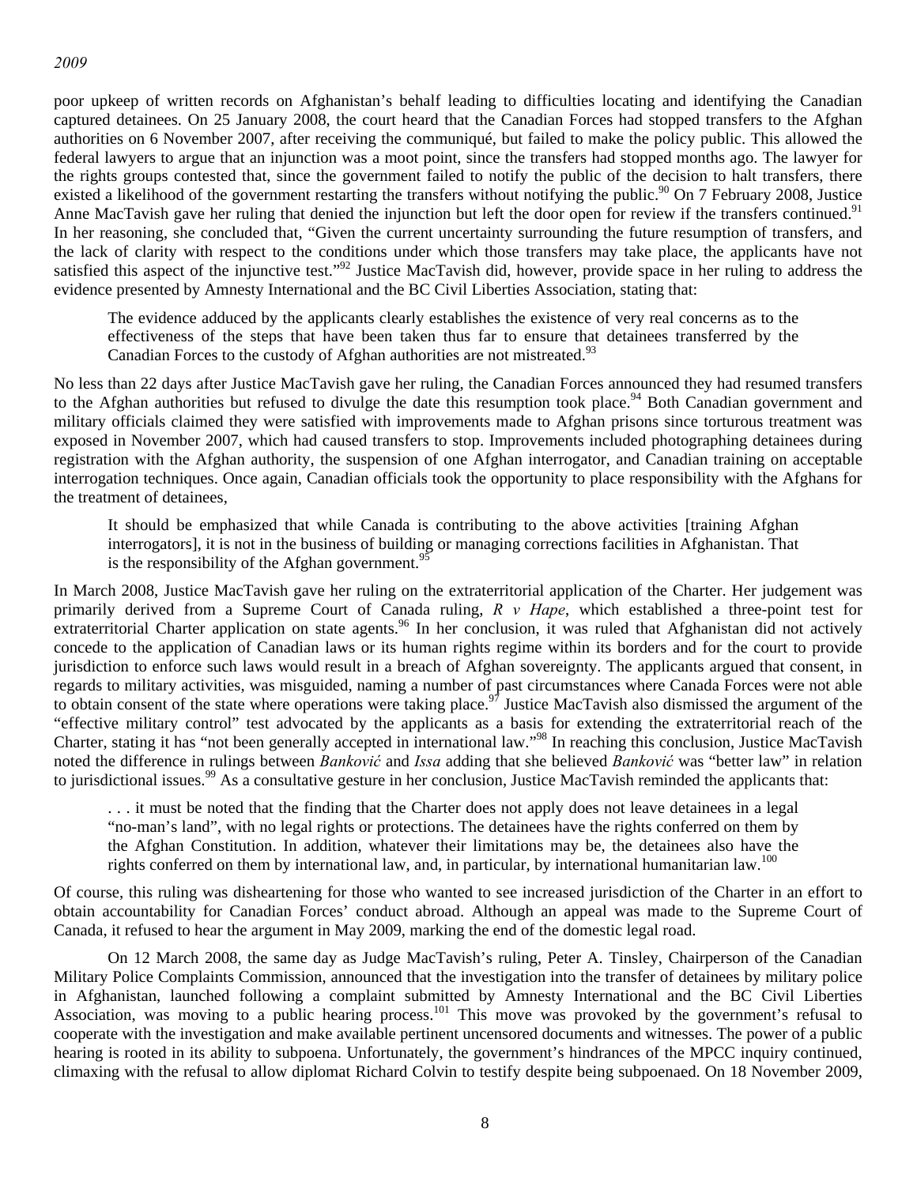poor upkeep of written records on Afghanistan's behalf leading to difficulties locating and identifying the Canadian captured detainees. On 25 January 2008, the court heard that the Canadian Forces had stopped transfers to the Afghan authorities on 6 November 2007, after receiving the communiqué, but failed to make the policy public. This allowed the federal lawyers to argue that an injunction was a moot point, since the transfers had stopped months ago. The lawyer for the rights groups contested that, since the government failed to notify the public of the decision to halt transfers, there existed a likelihood of the government restarting the transfers without notifying the public.[90] On 7 February 2008, Justice Anne MacTavish gave her ruling that denied the injunction but left the door open for review if the transfers continued.[91] In her reasoning, she concluded that, "Given the current uncertainty surrounding the future resumption of transfers, and the lack of clarity with respect to the conditions under which those transfers may take place, the applicants have not satisfied this aspect of the injunctive test."[92] Justice MacTavish did, however, provide space in her ruling to address the evidence presented by Amnesty International and the BC Civil Liberties Association, stating that:

> The evidence adduced by the applicants clearly establishes the existence of very real concerns as to the effectiveness of the steps that have been taken thus far to ensure that detainees transferred by the Canadian Forces to the custody of Afghan authorities are not mistreated.[93]

No less than 22 days after Justice MacTavish gave her ruling, the Canadian Forces announced they had resumed transfers to the Afghan authorities but refused to divulge the date this resumption took place.[94] Both Canadian government and military officials claimed they were satisfied with improvements made to Afghan prisons since torturous treatment was exposed in November 2007, which had caused transfers to stop. Improvements included photographing detainees during registration with the Afghan authority, the suspension of one Afghan interrogator, and Canadian training on acceptable interrogation techniques. Once again, Canadian officials took the opportunity to place responsibility with the Afghans for the treatment of detainees,

> It should be emphasized that while Canada is contributing to the above activities [training Afghan interrogators], it is not in the business of building or managing corrections facilities in Afghanistan. That is the responsibility of the Afghan government.[95]

In March 2008, Justice MacTavish gave her ruling on the extraterritorial application of the Charter. Her judgement was primarily derived from a Supreme Court of Canada ruling, *R v Hape*, which established a three-point test for extraterritorial Charter application on state agents.[96] In her conclusion, it was ruled that Afghanistan did not actively concede to the application of Canadian laws or its human rights regime within its borders and for the court to provide jurisdiction to enforce such laws would result in a breach of Afghan sovereignty. The applicants argued that consent, in regards to military activities, was misguided, naming a number of past circumstances where Canada Forces were not able to obtain consent of the state where operations were taking place.[97] Justice MacTavish also dismissed the argument of the "effective military control" test advocated by the applicants as a basis for extending the extraterritorial reach of the Charter, stating it has "not been generally accepted in international law."[98] In reaching this conclusion, Justice MacTavish noted the difference in rulings between *Banković* and *Issa* adding that she believed *Banković* was "better law" in relation to jurisdictional issues.[99] As a consultative gesture in her conclusion, Justice MacTavish reminded the applicants that:

> . . . it must be noted that the finding that the Charter does not apply does not leave detainees in a legal "no-man's land", with no legal rights or protections. The detainees have the rights conferred on them by the Afghan Constitution. In addition, whatever their limitations may be, the detainees also have the rights conferred on them by international law, and, in particular, by international humanitarian law.[100]

Of course, this ruling was disheartening for those who wanted to see increased jurisdiction of the Charter in an effort to obtain accountability for Canadian Forces' conduct abroad. Although an appeal was made to the Supreme Court of Canada, it refused to hear the argument in May 2009, marking the end of the domestic legal road.

On 12 March 2008, the same day as Judge MacTavish's ruling, Peter A. Tinsley, Chairperson of the Canadian Military Police Complaints Commission, announced that the investigation into the transfer of detainees by military police in Afghanistan, launched following a complaint submitted by Amnesty International and the BC Civil Liberties Association, was moving to a public hearing process.[101] This move was provoked by the government's refusal to cooperate with the investigation and make available pertinent uncensored documents and witnesses. The power of a public hearing is rooted in its ability to subpoena. Unfortunately, the government's hindrances of the MPCC inquiry continued, climaxing with the refusal to allow diplomat Richard Colvin to testify despite being subpoenaed. On 18 November 2009,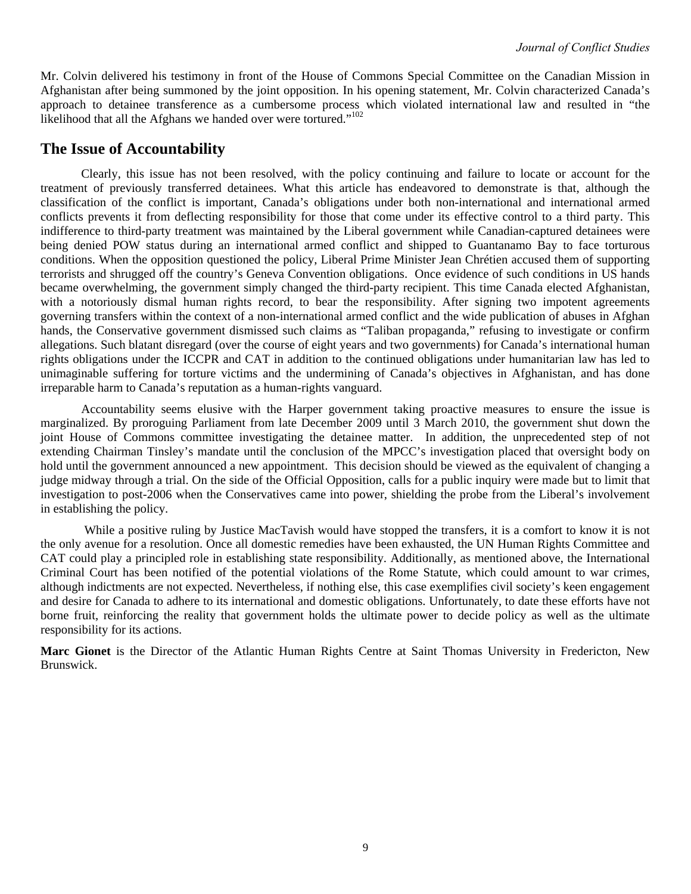Mr. Colvin delivered his testimony in front of the House of Commons Special Committee on the Canadian Mission in Afghanistan after being summoned by the joint opposition. In his opening statement, Mr. Colvin characterized Canada's approach to detainee transference as a cumbersome process which violated international law and resulted in "the likelihood that all the Afghans we handed over were tortured."[102]

## The Issue of Accountability

Clearly, this issue has not been resolved, with the policy continuing and failure to locate or account for the treatment of previously transferred detainees. What this article has endeavored to demonstrate is that, although the classification of the conflict is important, Canada's obligations under both non-international and international armed conflicts prevents it from deflecting responsibility for those that come under its effective control to a third party. This indifference to third-party treatment was maintained by the Liberal government while Canadian-captured detainees were being denied POW status during an international armed conflict and shipped to Guantanamo Bay to face torturous conditions. When the opposition questioned the policy, Liberal Prime Minister Jean Chrétien accused them of supporting terrorists and shrugged off the country's Geneva Convention obligations. Once evidence of such conditions in US hands became overwhelming, the government simply changed the third-party recipient. This time Canada elected Afghanistan, with a notoriously dismal human rights record, to bear the responsibility. After signing two impotent agreements governing transfers within the context of a non-international armed conflict and the wide publication of abuses in Afghan hands, the Conservative government dismissed such claims as "Taliban propaganda," refusing to investigate or confirm allegations. Such blatant disregard (over the course of eight years and two governments) for Canada's international human rights obligations under the ICCPR and CAT in addition to the continued obligations under humanitarian law has led to unimaginable suffering for torture victims and the undermining of Canada's objectives in Afghanistan, and has done irreparable harm to Canada's reputation as a human-rights vanguard.

Accountability seems elusive with the Harper government taking proactive measures to ensure the issue is marginalized. By proroguing Parliament from late December 2009 until 3 March 2010, the government shut down the joint House of Commons committee investigating the detainee matter. In addition, the unprecedented step of not extending Chairman Tinsley's mandate until the conclusion of the MPCC's investigation placed that oversight body on hold until the government announced a new appointment. This decision should be viewed as the equivalent of changing a judge midway through a trial. On the side of the Official Opposition, calls for a public inquiry were made but to limit that investigation to post-2006 when the Conservatives came into power, shielding the probe from the Liberal's involvement in establishing the policy.

While a positive ruling by Justice MacTavish would have stopped the transfers, it is a comfort to know it is not the only avenue for a resolution. Once all domestic remedies have been exhausted, the UN Human Rights Committee and CAT could play a principled role in establishing state responsibility. Additionally, as mentioned above, the International Criminal Court has been notified of the potential violations of the Rome Statute, which could amount to war crimes, although indictments are not expected. Nevertheless, if nothing else, this case exemplifies civil society's keen engagement and desire for Canada to adhere to its international and domestic obligations. Unfortunately, to date these efforts have not borne fruit, reinforcing the reality that government holds the ultimate power to decide policy as well as the ultimate responsibility for its actions.

**Marc Gionet** is the Director of the Atlantic Human Rights Centre at Saint Thomas University in Fredericton, New Brunswick.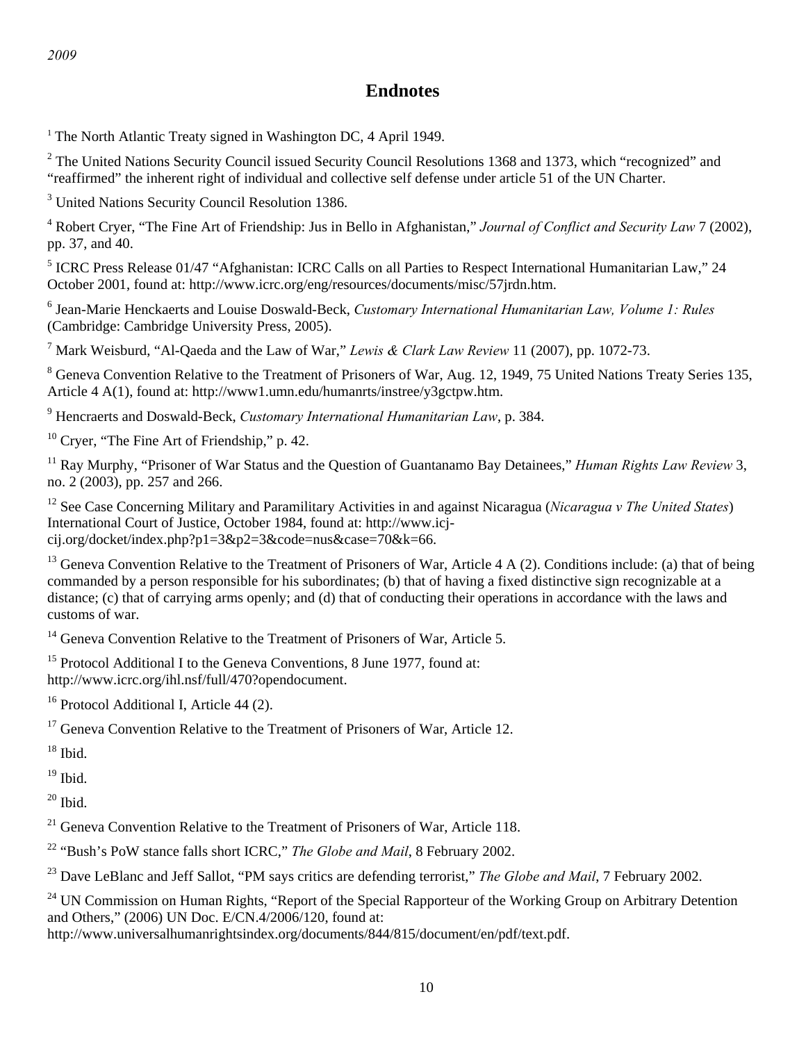## Endnotes

[1] The North Atlantic Treaty signed in Washington DC, 4 April 1949.

[2] The United Nations Security Council issued Security Council Resolutions 1368 and 1373, which "recognized" and "reaffirmed" the inherent right of individual and collective self defense under article 51 of the UN Charter.

[3] United Nations Security Council Resolution 1386.

[4] Robert Cryer, "The Fine Art of Friendship: Jus in Bello in Afghanistan," *Journal of Conflict and Security Law* 7 (2002), pp. 37, and 40.

[5] ICRC Press Release 01/47 "Afghanistan: ICRC Calls on all Parties to Respect International Humanitarian Law," 24 October 2001, found at: http://www.icrc.org/eng/resources/documents/misc/57jrdn.htm.

[6] Jean-Marie Henckaerts and Louise Doswald-Beck, *Customary International Humanitarian Law, Volume 1: Rules* (Cambridge: Cambridge University Press, 2005).

[7] Mark Weisburd, "Al-Qaeda and the Law of War," *Lewis & Clark Law Review* 11 (2007), pp. 1072-73.

[8] Geneva Convention Relative to the Treatment of Prisoners of War, Aug. 12, 1949, 75 United Nations Treaty Series 135, Article 4 A(1), found at: http://www1.umn.edu/humanrts/instree/y3gctpw.htm.

[9] Hencraerts and Doswald-Beck, *Customary International Humanitarian Law*, p. 384.

[10] Cryer, "The Fine Art of Friendship," p. 42.

[11] Ray Murphy, "Prisoner of War Status and the Question of Guantanamo Bay Detainees," *Human Rights Law Review* 3, no. 2 (2003), pp. 257 and 266.

[12] See Case Concerning Military and Paramilitary Activities in and against Nicaragua (*Nicaragua v The United States*) International Court of Justice, October 1984, found at: http://www.icj-cij.org/docket/index.php?p1=3&p2=3&code=nus&case=70&k=66.

[13] Geneva Convention Relative to the Treatment of Prisoners of War, Article 4 A (2). Conditions include: (a) that of being commanded by a person responsible for his subordinates; (b) that of having a fixed distinctive sign recognizable at a distance; (c) that of carrying arms openly; and (d) that of conducting their operations in accordance with the laws and customs of war.

[14] Geneva Convention Relative to the Treatment of Prisoners of War, Article 5.

[15] Protocol Additional I to the Geneva Conventions, 8 June 1977, found at: http://www.icrc.org/ihl.nsf/full/470?opendocument.

[16] Protocol Additional I, Article 44 (2).

[17] Geneva Convention Relative to the Treatment of Prisoners of War, Article 12.

[18] Ibid.

[19] Ibid.

[20] Ibid.

[21] Geneva Convention Relative to the Treatment of Prisoners of War, Article 118.

[22] "Bush's PoW stance falls short ICRC," *The Globe and Mail*, 8 February 2002.

[23] Dave LeBlanc and Jeff Sallot, "PM says critics are defending terrorist," *The Globe and Mail*, 7 February 2002.

[24] UN Commission on Human Rights, "Report of the Special Rapporteur of the Working Group on Arbitrary Detention and Others," (2006) UN Doc. E/CN.4/2006/120, found at: http://www.universalhumanrightsindex.org/documents/844/815/document/en/pdf/text.pdf.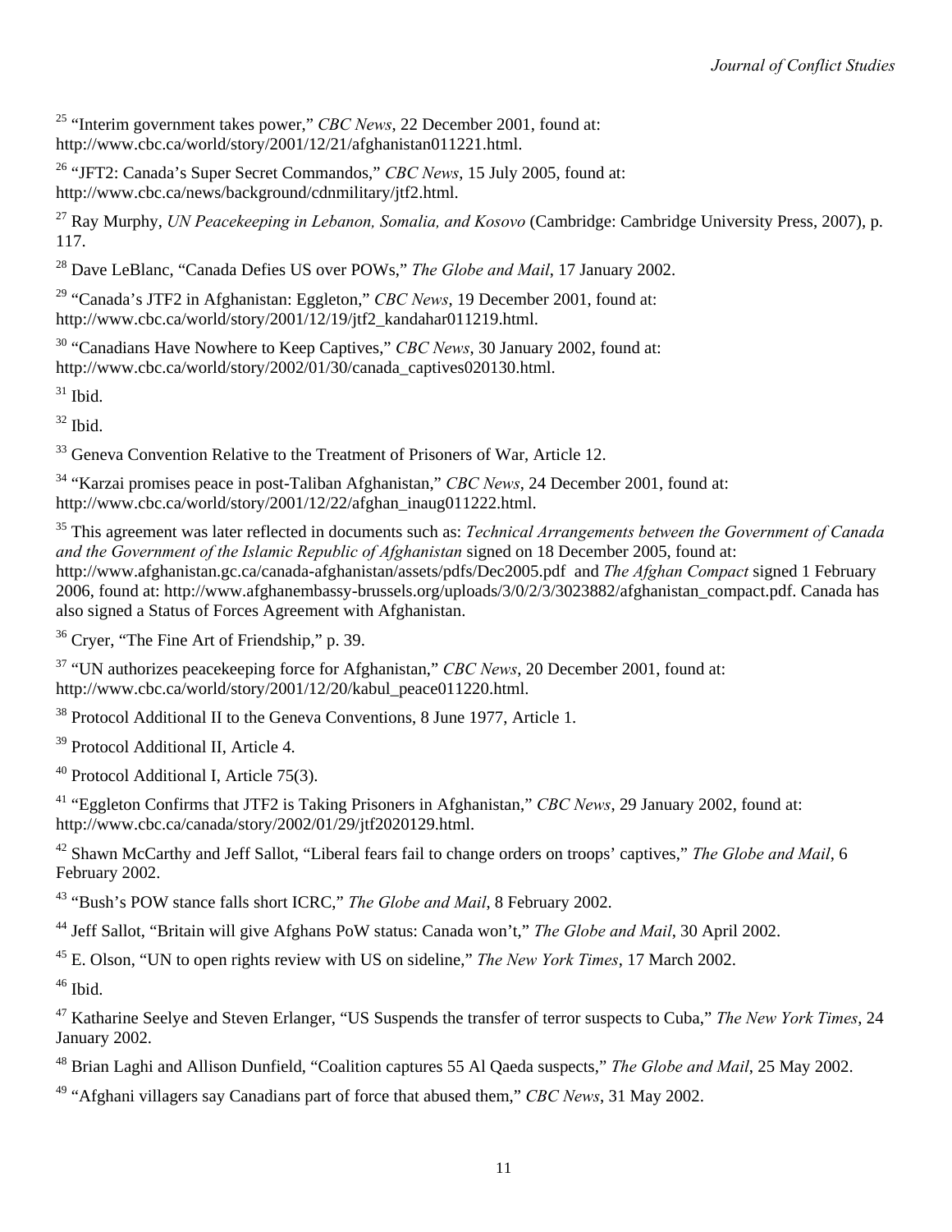[25] "Interim government takes power," *CBC News*, 22 December 2001, found at: http://www.cbc.ca/world/story/2001/12/21/afghanistan011221.html.

[26] "JFT2: Canada's Super Secret Commandos," *CBC News*, 15 July 2005, found at: http://www.cbc.ca/news/background/cdnmilitary/jtf2.html.

[27] Ray Murphy, *UN Peacekeeping in Lebanon, Somalia, and Kosovo* (Cambridge: Cambridge University Press, 2007), p. 117.

[28] Dave LeBlanc, "Canada Defies US over POWs," *The Globe and Mail*, 17 January 2002.

[29] "Canada's JTF2 in Afghanistan: Eggleton," *CBC News*, 19 December 2001, found at: http://www.cbc.ca/world/story/2001/12/19/jtf2_kandahar011219.html.

[30] "Canadians Have Nowhere to Keep Captives," *CBC News*, 30 January 2002, found at: http://www.cbc.ca/world/story/2002/01/30/canada_captives020130.html.

[31] Ibid.

[32] Ibid.

[33] Geneva Convention Relative to the Treatment of Prisoners of War, Article 12.

[34] "Karzai promises peace in post-Taliban Afghanistan," *CBC News*, 24 December 2001, found at: http://www.cbc.ca/world/story/2001/12/22/afghan_inaug011222.html.

[35] This agreement was later reflected in documents such as: *Technical Arrangements between the Government of Canada and the Government of the Islamic Republic of Afghanistan* signed on 18 December 2005, found at: http://www.afghanistan.gc.ca/canada-afghanistan/assets/pdfs/Dec2005.pdf and *The Afghan Compact* signed 1 February 2006, found at: http://www.afghanembassy-brussels.org/uploads/3/0/2/3/3023882/afghanistan_compact.pdf. Canada has also signed a Status of Forces Agreement with Afghanistan.

[36] Cryer, "The Fine Art of Friendship," p. 39.

[37] "UN authorizes peacekeeping force for Afghanistan," *CBC News*, 20 December 2001, found at: http://www.cbc.ca/world/story/2001/12/20/kabul_peace011220.html.

[38] Protocol Additional II to the Geneva Conventions, 8 June 1977, Article 1.

[39] Protocol Additional II, Article 4.

[40] Protocol Additional I, Article 75(3).

[41] "Eggleton Confirms that JTF2 is Taking Prisoners in Afghanistan," *CBC News*, 29 January 2002, found at: http://www.cbc.ca/canada/story/2002/01/29/jtf2020129.html.

[42] Shawn McCarthy and Jeff Sallot, "Liberal fears fail to change orders on troops' captives," *The Globe and Mail*, 6 February 2002.

[43] "Bush's POW stance falls short ICRC," *The Globe and Mail*, 8 February 2002.

[44] Jeff Sallot, "Britain will give Afghans PoW status: Canada won't," *The Globe and Mail*, 30 April 2002.

[45] E. Olson, "UN to open rights review with US on sideline," *The New York Times*, 17 March 2002.

[46] Ibid.

[47] Katharine Seelye and Steven Erlanger, "US Suspends the transfer of terror suspects to Cuba," *The New York Times*, 24 January 2002.

[48] Brian Laghi and Allison Dunfield, "Coalition captures 55 Al Qaeda suspects," *The Globe and Mail*, 25 May 2002.

[49] "Afghani villagers say Canadians part of force that abused them," *CBC News*, 31 May 2002.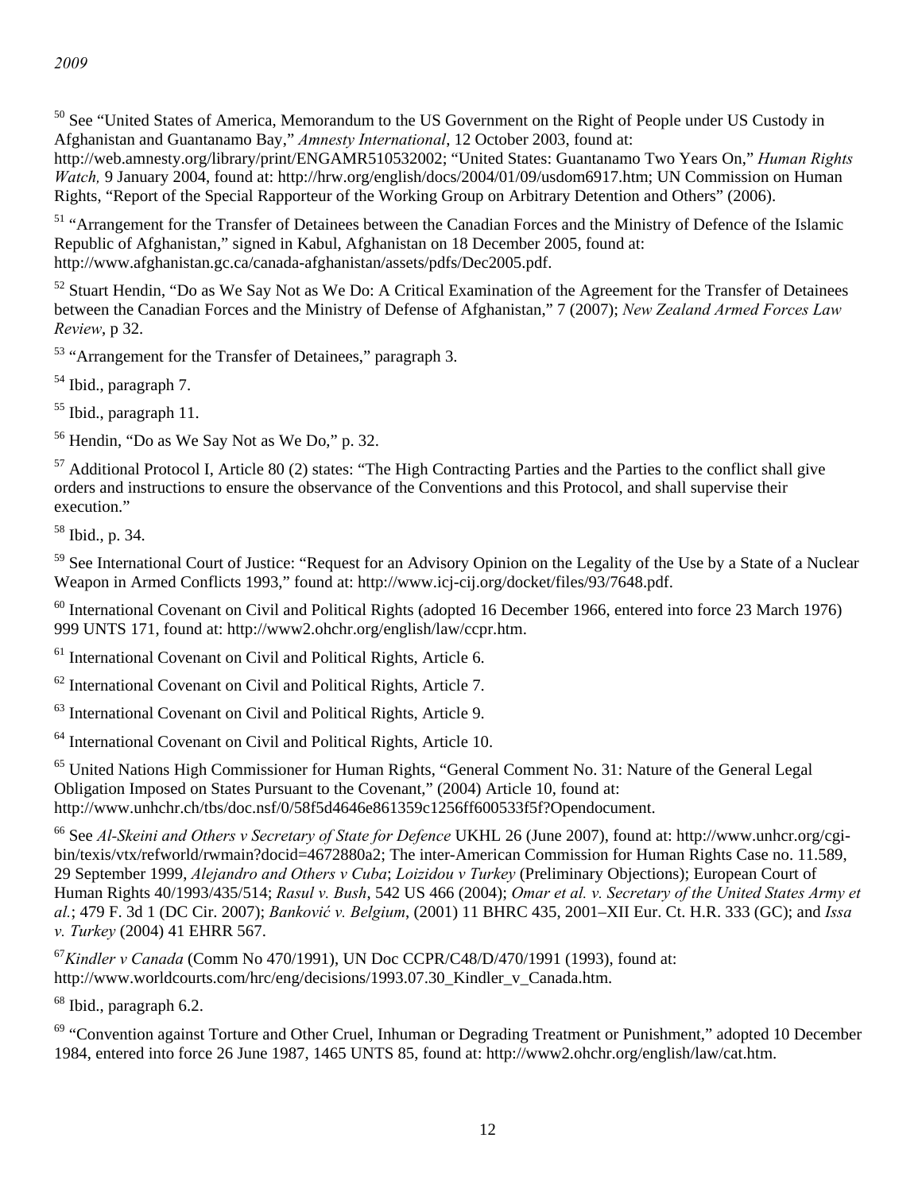*2009*

[50] See "United States of America, Memorandum to the US Government on the Right of People under US Custody in Afghanistan and Guantanamo Bay," *Amnesty International*, 12 October 2003, found at: http://web.amnesty.org/library/print/ENGAMR510532002; "United States: Guantanamo Two Years On," *Human Rights Watch,* 9 January 2004, found at: http://hrw.org/english/docs/2004/01/09/usdom6917.htm; UN Commission on Human Rights, "Report of the Special Rapporteur of the Working Group on Arbitrary Detention and Others" (2006).

[51] "Arrangement for the Transfer of Detainees between the Canadian Forces and the Ministry of Defence of the Islamic Republic of Afghanistan," signed in Kabul, Afghanistan on 18 December 2005, found at: http://www.afghanistan.gc.ca/canada-afghanistan/assets/pdfs/Dec2005.pdf.

[52] Stuart Hendin, "Do as We Say Not as We Do: A Critical Examination of the Agreement for the Transfer of Detainees between the Canadian Forces and the Ministry of Defense of Afghanistan," 7 (2007); *New Zealand Armed Forces Law Review*, p 32.

[53] "Arrangement for the Transfer of Detainees," paragraph 3.

[54] Ibid., paragraph 7.

[55] Ibid., paragraph 11.

[56] Hendin, "Do as We Say Not as We Do," p. 32.

[57] Additional Protocol I, Article 80 (2) states: "The High Contracting Parties and the Parties to the conflict shall give orders and instructions to ensure the observance of the Conventions and this Protocol, and shall supervise their execution."

[58] Ibid., p. 34.

[59] See International Court of Justice: "Request for an Advisory Opinion on the Legality of the Use by a State of a Nuclear Weapon in Armed Conflicts 1993," found at: http://www.icj-cij.org/docket/files/93/7648.pdf.

[60] International Covenant on Civil and Political Rights (adopted 16 December 1966, entered into force 23 March 1976) 999 UNTS 171, found at: http://www2.ohchr.org/english/law/ccpr.htm.

[61] International Covenant on Civil and Political Rights, Article 6.

[62] International Covenant on Civil and Political Rights, Article 7.

[63] International Covenant on Civil and Political Rights, Article 9.

[64] International Covenant on Civil and Political Rights, Article 10.

[65] United Nations High Commissioner for Human Rights, "General Comment No. 31: Nature of the General Legal Obligation Imposed on States Pursuant to the Covenant," (2004) Article 10, found at: http://www.unhchr.ch/tbs/doc.nsf/0/58f5d4646e861359c1256ff600533f5f?Opendocument.

[66] See *Al-Skeini and Others v Secretary of State for Defence* UKHL 26 (June 2007), found at: http://www.unhcr.org/cgi-bin/texis/vtx/refworld/rwmain?docid=4672880a2; The inter-American Commission for Human Rights Case no. 11.589, 29 September 1999, *Alejandro and Others v Cuba*; *Loizidou v Turkey* (Preliminary Objections); European Court of Human Rights 40/1993/435/514; *Rasul v. Bush*, 542 US 466 (2004); *Omar et al. v. Secretary of the United States Army et al.*; 479 F. 3d 1 (DC Cir. 2007); *Banković v. Belgium*, (2001) 11 BHRC 435, 2001–XII Eur. Ct. H.R. 333 (GC); and *Issa v. Turkey* (2004) 41 EHRR 567.

[67] *Kindler v Canada* (Comm No 470/1991), UN Doc CCPR/C48/D/470/1991 (1993), found at: http://www.worldcourts.com/hrc/eng/decisions/1993.07.30_Kindler_v_Canada.htm.

[68] Ibid., paragraph 6.2.

[69] "Convention against Torture and Other Cruel, Inhuman or Degrading Treatment or Punishment," adopted 10 December 1984, entered into force 26 June 1987, 1465 UNTS 85, found at: http://www2.ohchr.org/english/law/cat.htm.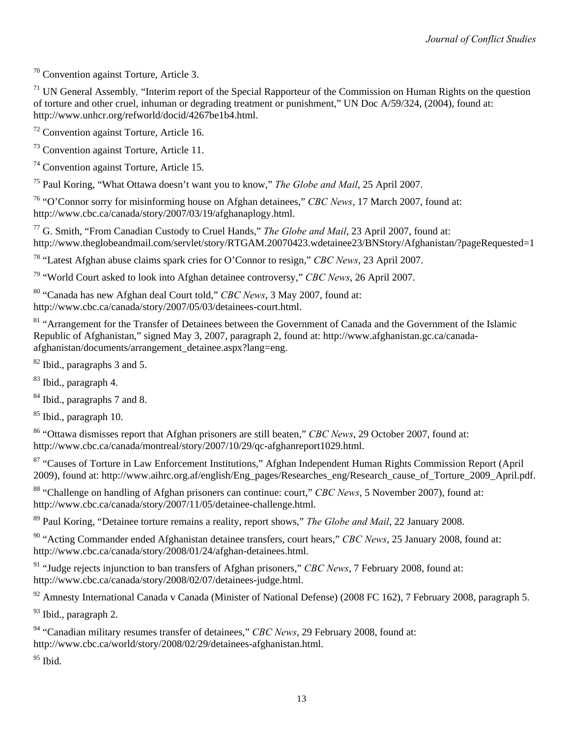[70] Convention against Torture, Article 3.

[71] UN General Assembly, "Interim report of the Special Rapporteur of the Commission on Human Rights on the question of torture and other cruel, inhuman or degrading treatment or punishment," UN Doc A/59/324, (2004), found at: http://www.unhcr.org/refworld/docid/4267be1b4.html.

[72] Convention against Torture, Article 16.

[73] Convention against Torture, Article 11.

[74] Convention against Torture, Article 15.

[75] Paul Koring, "What Ottawa doesn't want you to know," *The Globe and Mail*, 25 April 2007.

[76] "O'Connor sorry for misinforming house on Afghan detainees," *CBC News*, 17 March 2007, found at: http://www.cbc.ca/canada/story/2007/03/19/afghanaplogy.html.

[77] G. Smith, "From Canadian Custody to Cruel Hands," *The Globe and Mail*, 23 April 2007, found at: http://www.theglobeandmail.com/servlet/story/RTGAM.20070423.wdetainee23/BNStory/Afghanistan/?pageRequested=1

[78] "Latest Afghan abuse claims spark cries for O'Connor to resign," *CBC News*, 23 April 2007.

[79] "World Court asked to look into Afghan detainee controversy," *CBC News*, 26 April 2007.

[80] "Canada has new Afghan deal Court told," *CBC News*, 3 May 2007, found at: http://www.cbc.ca/canada/story/2007/05/03/detainees-court.html.

[81] "Arrangement for the Transfer of Detainees between the Government of Canada and the Government of the Islamic Republic of Afghanistan," signed May 3, 2007, paragraph 2, found at: http://www.afghanistan.gc.ca/canada-afghanistan/documents/arrangement_detainee.aspx?lang=eng.

[82] Ibid., paragraphs 3 and 5.

[83] Ibid., paragraph 4.

[84] Ibid., paragraphs 7 and 8.

[85] Ibid., paragraph 10.

[86] "Ottawa dismisses report that Afghan prisoners are still beaten," *CBC News*, 29 October 2007, found at: http://www.cbc.ca/canada/montreal/story/2007/10/29/qc-afghanreport1029.html.

[87] "Causes of Torture in Law Enforcement Institutions," Afghan Independent Human Rights Commission Report (April 2009), found at: http://www.aihrc.org.af/english/Eng_pages/Researches_eng/Research_cause_of_Torture_2009_April.pdf.

[88] "Challenge on handling of Afghan prisoners can continue: court," *CBC News*, 5 November 2007), found at: http://www.cbc.ca/canada/story/2007/11/05/detainee-challenge.html.

[89] Paul Koring, "Detainee torture remains a reality, report shows," *The Globe and Mail*, 22 January 2008.

[90] "Acting Commander ended Afghanistan detainee transfers, court hears," *CBC News*, 25 January 2008, found at: http://www.cbc.ca/canada/story/2008/01/24/afghan-detainees.html.

[91] "Judge rejects injunction to ban transfers of Afghan prisoners," *CBC News*, 7 February 2008, found at: http://www.cbc.ca/canada/story/2008/02/07/detainees-judge.html.

[92] Amnesty International Canada v Canada (Minister of National Defense) (2008 FC 162), 7 February 2008, paragraph 5.

[93] Ibid., paragraph 2.

[94] "Canadian military resumes transfer of detainees," *CBC News*, 29 February 2008, found at: http://www.cbc.ca/world/story/2008/02/29/detainees-afghanistan.html.

[95] Ibid.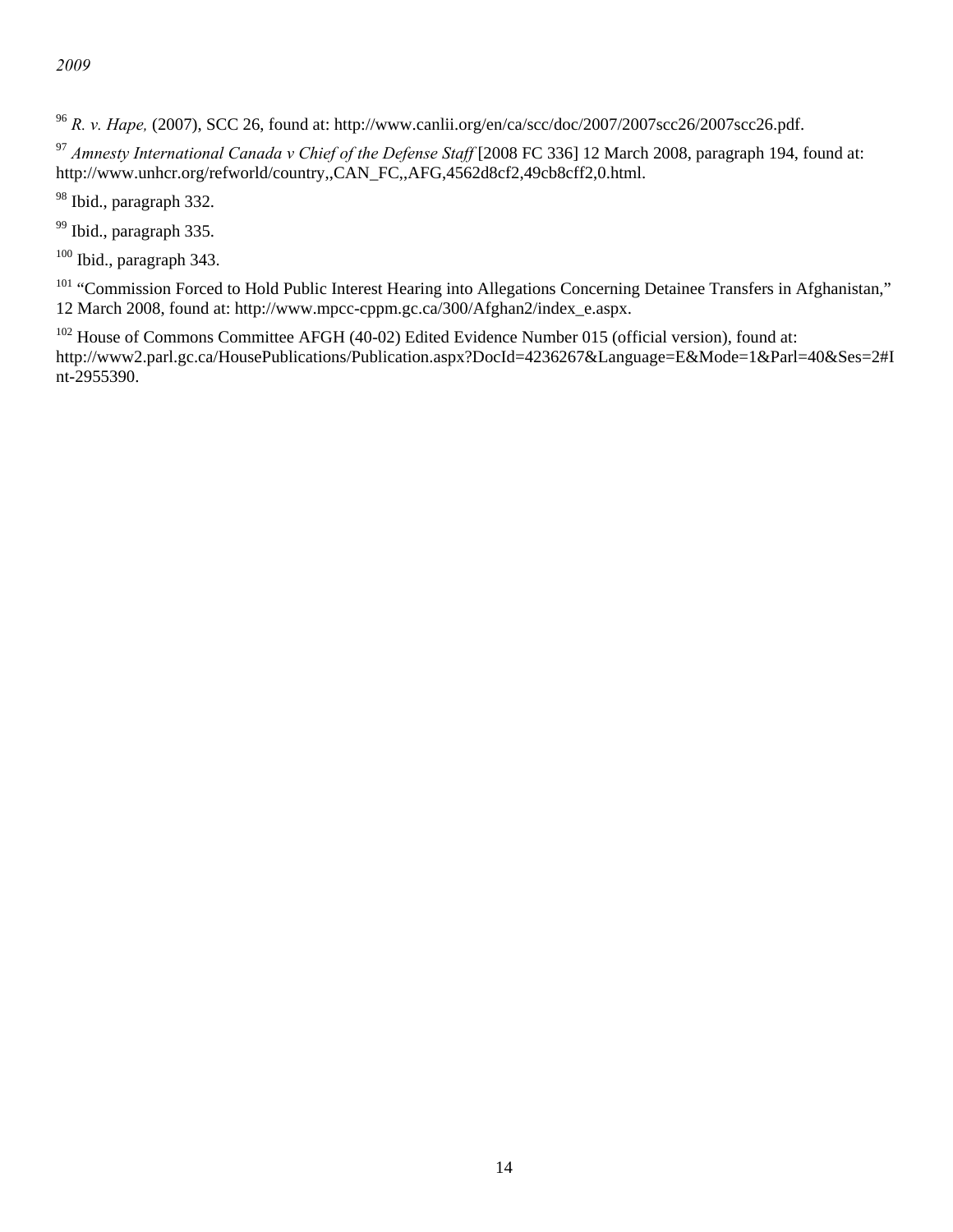[96] *R. v. Hape,* (2007), SCC 26, found at: http://www.canlii.org/en/ca/scc/doc/2007/2007scc26/2007scc26.pdf.

[97] *Amnesty International Canada v Chief of the Defense Staff* [2008 FC 336] 12 March 2008, paragraph 194, found at: http://www.unhcr.org/refworld/country,,CAN_FC,,AFG,4562d8cf2,49cb8cff2,0.html.

[98] Ibid., paragraph 332.

[99] Ibid., paragraph 335.

[100] Ibid., paragraph 343.

[101] "Commission Forced to Hold Public Interest Hearing into Allegations Concerning Detainee Transfers in Afghanistan," 12 March 2008, found at: http://www.mpcc-cppm.gc.ca/300/Afghan2/index_e.aspx.

[102] House of Commons Committee AFGH (40-02) Edited Evidence Number 015 (official version), found at: http://www2.parl.gc.ca/HousePublications/Publication.aspx?DocId=4236267&Language=E&Mode=1&Parl=40&Ses=2#Int-2955390.